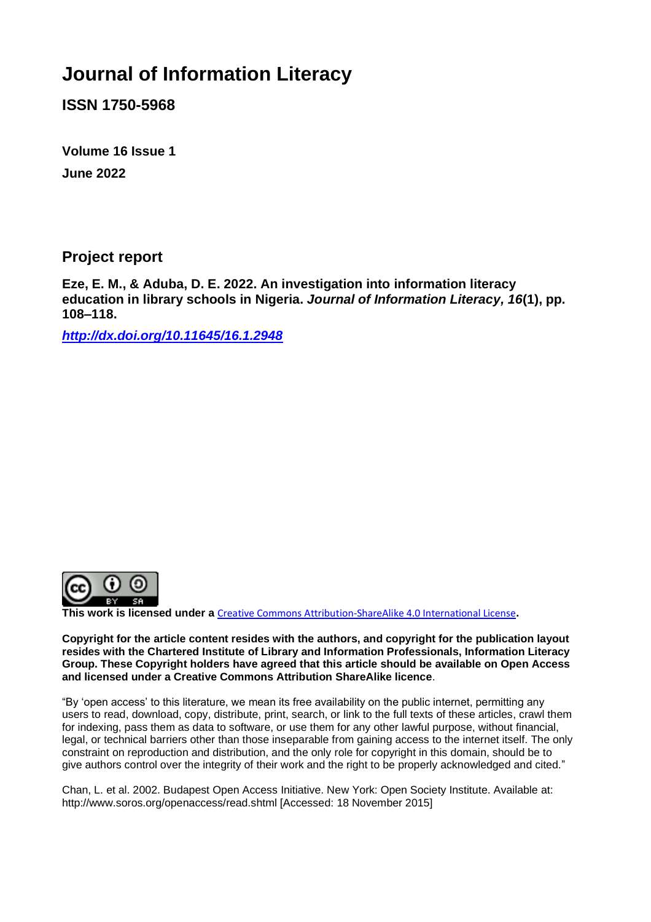# Journal of Information Literacy

**ISSN 1750-5968**

**Volume 16 Issue 1**

**June 2022**

## Project report

**Eze, E. M., & Aduba, D. E. 2022. An investigation into information literacy education in library schools in Nigeria. *Journal of Information Literacy, 16*(1), pp. 108–118.**

***http://dx.doi.org/10.11645/16.1.2948***

**This work is licensed under a** Creative Commons Attribution-ShareAlike 4.0 International License**.**

**Copyright for the article content resides with the authors, and copyright for the publication layout resides with the Chartered Institute of Library and Information Professionals, Information Literacy Group. These Copyright holders have agreed that this article should be available on Open Access and licensed under a Creative Commons Attribution ShareAlike licence**.

"By 'open access' to this literature, we mean its free availability on the public internet, permitting any users to read, download, copy, distribute, print, search, or link to the full texts of these articles, crawl them for indexing, pass them as data to software, or use them for any other lawful purpose, without financial, legal, or technical barriers other than those inseparable from gaining access to the internet itself. The only constraint on reproduction and distribution, and the only role for copyright in this domain, should be to give authors control over the integrity of their work and the right to be properly acknowledged and cited."

Chan, L. et al. 2002. Budapest Open Access Initiative. New York: Open Society Institute. Available at: http://www.soros.org/openaccess/read.shtml [Accessed: 18 November 2015]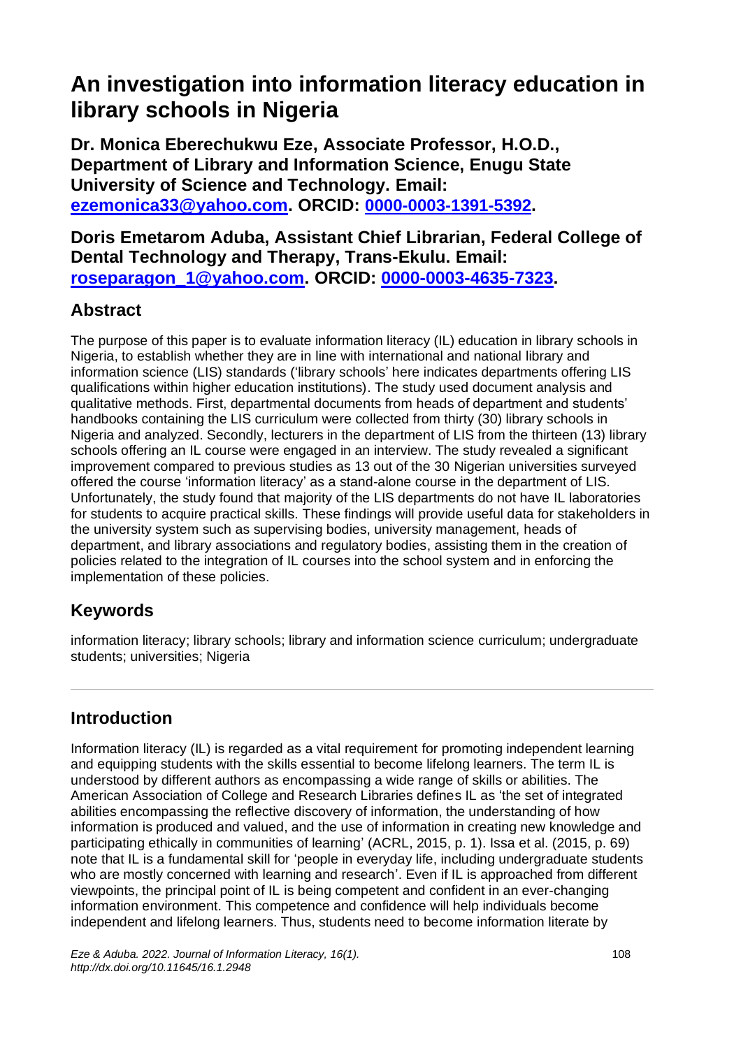# An investigation into information literacy education in library schools in Nigeria

**Dr. Monica Eberechukwu Eze, Associate Professor, H.O.D., Department of Library and Information Science, Enugu State University of Science and Technology. Email: [ezemonica33@yahoo.com](mailto:ezemonica33@yahoo.com). ORCID: [0000-0003-1391-5392](https://orcid.org/0000-0003-1391-5392).**

**Doris Emetarom Aduba, Assistant Chief Librarian, Federal College of Dental Technology and Therapy, Trans-Ekulu. Email: [roseparagon_1@yahoo.com](mailto:roseparagon_1@yahoo.com). ORCID: [0000-0003-4635-7323](https://orcid.org/0000-0003-4635-7323).**

## Abstract

The purpose of this paper is to evaluate information literacy (IL) education in library schools in Nigeria, to establish whether they are in line with international and national library and information science (LIS) standards ('library schools' here indicates departments offering LIS qualifications within higher education institutions). The study used document analysis and qualitative methods. First, departmental documents from heads of department and students' handbooks containing the LIS curriculum were collected from thirty (30) library schools in Nigeria and analyzed. Secondly, lecturers in the department of LIS from the thirteen (13) library schools offering an IL course were engaged in an interview. The study revealed a significant improvement compared to previous studies as 13 out of the 30 Nigerian universities surveyed offered the course 'information literacy' as a stand-alone course in the department of LIS. Unfortunately, the study found that majority of the LIS departments do not have IL laboratories for students to acquire practical skills. These findings will provide useful data for stakeholders in the university system such as supervising bodies, university management, heads of department, and library associations and regulatory bodies, assisting them in the creation of policies related to the integration of IL courses into the school system and in enforcing the implementation of these policies.

## Keywords

information literacy; library schools; library and information science curriculum; undergraduate students; universities; Nigeria

---

## Introduction

Information literacy (IL) is regarded as a vital requirement for promoting independent learning and equipping students with the skills essential to become lifelong learners. The term IL is understood by different authors as encompassing a wide range of skills or abilities. The American Association of College and Research Libraries defines IL as 'the set of integrated abilities encompassing the reflective discovery of information, the understanding of how information is produced and valued, and the use of information in creating new knowledge and participating ethically in communities of learning' (ACRL, 2015, p. 1). Issa et al. (2015, p. 69) note that IL is a fundamental skill for 'people in everyday life, including undergraduate students who are mostly concerned with learning and research'. Even if IL is approached from different viewpoints, the principal point of IL is being competent and confident in an ever-changing information environment. This competence and confidence will help individuals become independent and lifelong learners. Thus, students need to become information literate by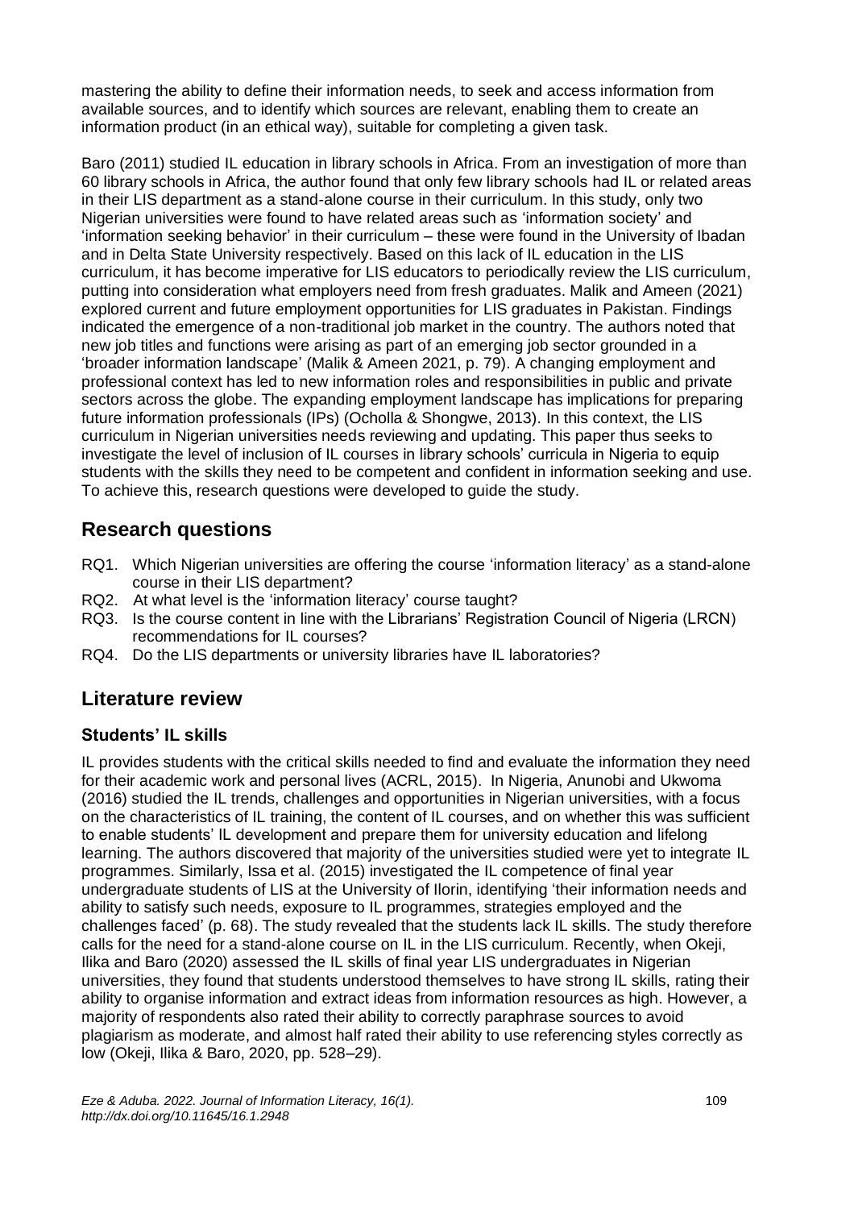mastering the ability to define their information needs, to seek and access information from available sources, and to identify which sources are relevant, enabling them to create an information product (in an ethical way), suitable for completing a given task.

Baro (2011) studied IL education in library schools in Africa. From an investigation of more than 60 library schools in Africa, the author found that only few library schools had IL or related areas in their LIS department as a stand-alone course in their curriculum. In this study, only two Nigerian universities were found to have related areas such as 'information society' and 'information seeking behavior' in their curriculum – these were found in the University of Ibadan and in Delta State University respectively. Based on this lack of IL education in the LIS curriculum, it has become imperative for LIS educators to periodically review the LIS curriculum, putting into consideration what employers need from fresh graduates. Malik and Ameen (2021) explored current and future employment opportunities for LIS graduates in Pakistan. Findings indicated the emergence of a non-traditional job market in the country. The authors noted that new job titles and functions were arising as part of an emerging job sector grounded in a 'broader information landscape' (Malik & Ameen 2021, p. 79). A changing employment and professional context has led to new information roles and responsibilities in public and private sectors across the globe. The expanding employment landscape has implications for preparing future information professionals (IPs) (Ocholla & Shongwe, 2013). In this context, the LIS curriculum in Nigerian universities needs reviewing and updating. This paper thus seeks to investigate the level of inclusion of IL courses in library schools' curricula in Nigeria to equip students with the skills they need to be competent and confident in information seeking and use. To achieve this, research questions were developed to guide the study.

## Research questions

- RQ1. Which Nigerian universities are offering the course 'information literacy' as a stand-alone course in their LIS department?
- RQ2. At what level is the 'information literacy' course taught?
- RQ3. Is the course content in line with the Librarians' Registration Council of Nigeria (LRCN) recommendations for IL courses?
- RQ4. Do the LIS departments or university libraries have IL laboratories?

## Literature review

### Students' IL skills

IL provides students with the critical skills needed to find and evaluate the information they need for their academic work and personal lives (ACRL, 2015). In Nigeria, Anunobi and Ukwoma (2016) studied the IL trends, challenges and opportunities in Nigerian universities, with a focus on the characteristics of IL training, the content of IL courses, and on whether this was sufficient to enable students' IL development and prepare them for university education and lifelong learning. The authors discovered that majority of the universities studied were yet to integrate IL programmes. Similarly, Issa et al. (2015) investigated the IL competence of final year undergraduate students of LIS at the University of Ilorin, identifying 'their information needs and ability to satisfy such needs, exposure to IL programmes, strategies employed and the challenges faced' (p. 68). The study revealed that the students lack IL skills. The study therefore calls for the need for a stand-alone course on IL in the LIS curriculum. Recently, when Okeji, Ilika and Baro (2020) assessed the IL skills of final year LIS undergraduates in Nigerian universities, they found that students understood themselves to have strong IL skills, rating their ability to organise information and extract ideas from information resources as high. However, a majority of respondents also rated their ability to correctly paraphrase sources to avoid plagiarism as moderate, and almost half rated their ability to use referencing styles correctly as low (Okeji, Ilika & Baro, 2020, pp. 528–29).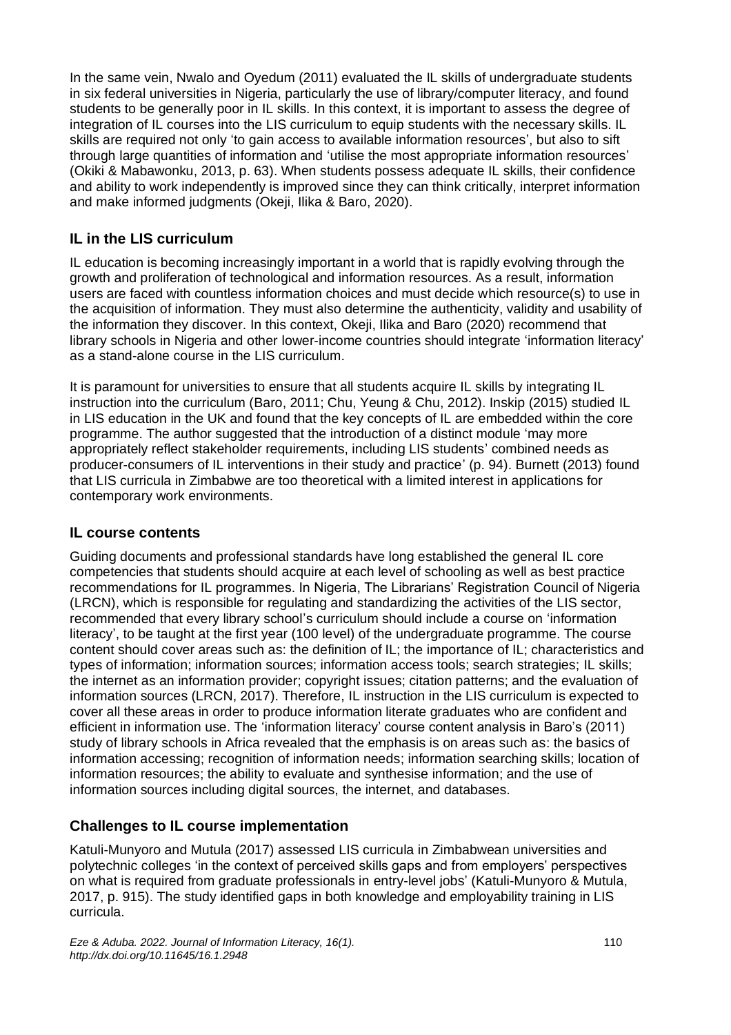In the same vein, Nwalo and Oyedum (2011) evaluated the IL skills of undergraduate students in six federal universities in Nigeria, particularly the use of library/computer literacy, and found students to be generally poor in IL skills. In this context, it is important to assess the degree of integration of IL courses into the LIS curriculum to equip students with the necessary skills. IL skills are required not only 'to gain access to available information resources', but also to sift through large quantities of information and 'utilise the most appropriate information resources' (Okiki & Mabawonku, 2013, p. 63). When students possess adequate IL skills, their confidence and ability to work independently is improved since they can think critically, interpret information and make informed judgments (Okeji, Ilika & Baro, 2020).

## IL in the LIS curriculum

IL education is becoming increasingly important in a world that is rapidly evolving through the growth and proliferation of technological and information resources. As a result, information users are faced with countless information choices and must decide which resource(s) to use in the acquisition of information. They must also determine the authenticity, validity and usability of the information they discover. In this context, Okeji, Ilika and Baro (2020) recommend that library schools in Nigeria and other lower-income countries should integrate 'information literacy' as a stand-alone course in the LIS curriculum.

It is paramount for universities to ensure that all students acquire IL skills by integrating IL instruction into the curriculum (Baro, 2011; Chu, Yeung & Chu, 2012). Inskip (2015) studied IL in LIS education in the UK and found that the key concepts of IL are embedded within the core programme. The author suggested that the introduction of a distinct module 'may more appropriately reflect stakeholder requirements, including LIS students' combined needs as producer-consumers of IL interventions in their study and practice' (p. 94). Burnett (2013) found that LIS curricula in Zimbabwe are too theoretical with a limited interest in applications for contemporary work environments.

## IL course contents

Guiding documents and professional standards have long established the general IL core competencies that students should acquire at each level of schooling as well as best practice recommendations for IL programmes. In Nigeria, The Librarians' Registration Council of Nigeria (LRCN), which is responsible for regulating and standardizing the activities of the LIS sector, recommended that every library school's curriculum should include a course on 'information literacy', to be taught at the first year (100 level) of the undergraduate programme. The course content should cover areas such as: the definition of IL; the importance of IL; characteristics and types of information; information sources; information access tools; search strategies; IL skills; the internet as an information provider; copyright issues; citation patterns; and the evaluation of information sources (LRCN, 2017). Therefore, IL instruction in the LIS curriculum is expected to cover all these areas in order to produce information literate graduates who are confident and efficient in information use. The 'information literacy' course content analysis in Baro's (2011) study of library schools in Africa revealed that the emphasis is on areas such as: the basics of information accessing; recognition of information needs; information searching skills; location of information resources; the ability to evaluate and synthesise information; and the use of information sources including digital sources, the internet, and databases.

## Challenges to IL course implementation

Katuli-Munyoro and Mutula (2017) assessed LIS curricula in Zimbabwean universities and polytechnic colleges 'in the context of perceived skills gaps and from employers' perspectives on what is required from graduate professionals in entry-level jobs' (Katuli-Munyoro & Mutula, 2017, p. 915). The study identified gaps in both knowledge and employability training in LIS curricula.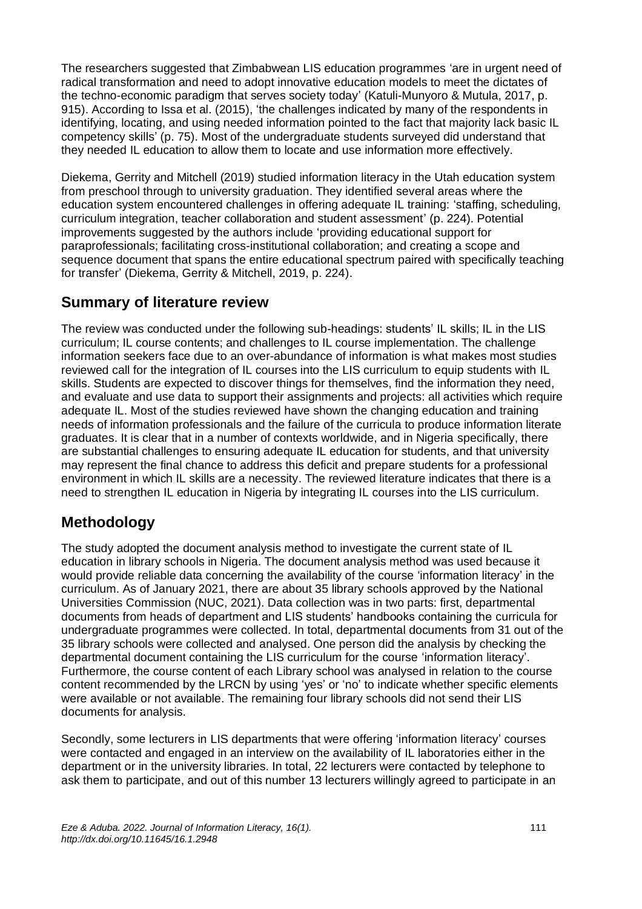The researchers suggested that Zimbabwean LIS education programmes 'are in urgent need of radical transformation and need to adopt innovative education models to meet the dictates of the techno-economic paradigm that serves society today' (Katuli-Munyoro & Mutula, 2017, p. 915). According to Issa et al. (2015), 'the challenges indicated by many of the respondents in identifying, locating, and using needed information pointed to the fact that majority lack basic IL competency skills' (p. 75). Most of the undergraduate students surveyed did understand that they needed IL education to allow them to locate and use information more effectively.

Diekema, Gerrity and Mitchell (2019) studied information literacy in the Utah education system from preschool through to university graduation. They identified several areas where the education system encountered challenges in offering adequate IL training: 'staffing, scheduling, curriculum integration, teacher collaboration and student assessment' (p. 224). Potential improvements suggested by the authors include 'providing educational support for paraprofessionals; facilitating cross-institutional collaboration; and creating a scope and sequence document that spans the entire educational spectrum paired with specifically teaching for transfer' (Diekema, Gerrity & Mitchell, 2019, p. 224).

## Summary of literature review

The review was conducted under the following sub-headings: students' IL skills; IL in the LIS curriculum; IL course contents; and challenges to IL course implementation. The challenge information seekers face due to an over-abundance of information is what makes most studies reviewed call for the integration of IL courses into the LIS curriculum to equip students with IL skills. Students are expected to discover things for themselves, find the information they need, and evaluate and use data to support their assignments and projects: all activities which require adequate IL. Most of the studies reviewed have shown the changing education and training needs of information professionals and the failure of the curricula to produce information literate graduates. It is clear that in a number of contexts worldwide, and in Nigeria specifically, there are substantial challenges to ensuring adequate IL education for students, and that university may represent the final chance to address this deficit and prepare students for a professional environment in which IL skills are a necessity. The reviewed literature indicates that there is a need to strengthen IL education in Nigeria by integrating IL courses into the LIS curriculum.

## Methodology

The study adopted the document analysis method to investigate the current state of IL education in library schools in Nigeria. The document analysis method was used because it would provide reliable data concerning the availability of the course 'information literacy' in the curriculum. As of January 2021, there are about 35 library schools approved by the National Universities Commission (NUC, 2021). Data collection was in two parts: first, departmental documents from heads of department and LIS students' handbooks containing the curricula for undergraduate programmes were collected. In total, departmental documents from 31 out of the 35 library schools were collected and analysed. One person did the analysis by checking the departmental document containing the LIS curriculum for the course 'information literacy'. Furthermore, the course content of each Library school was analysed in relation to the course content recommended by the LRCN by using 'yes' or 'no' to indicate whether specific elements were available or not available. The remaining four library schools did not send their LIS documents for analysis.

Secondly, some lecturers in LIS departments that were offering 'information literacy' courses were contacted and engaged in an interview on the availability of IL laboratories either in the department or in the university libraries. In total, 22 lecturers were contacted by telephone to ask them to participate, and out of this number 13 lecturers willingly agreed to participate in an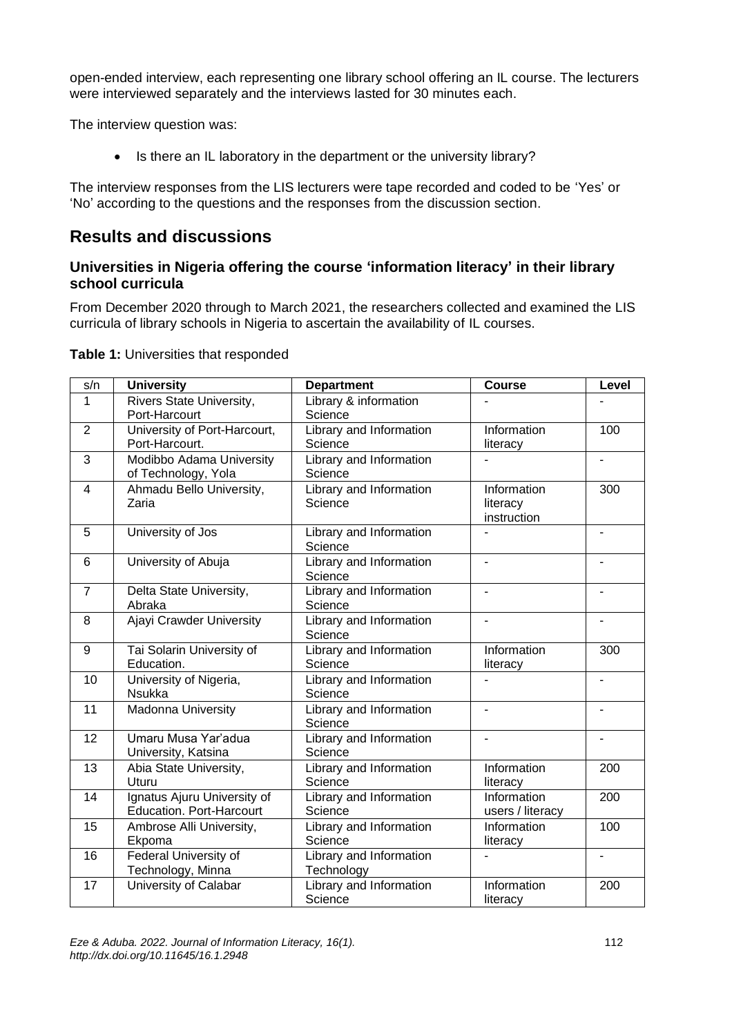open-ended interview, each representing one library school offering an IL course. The lecturers were interviewed separately and the interviews lasted for 30 minutes each.

The interview question was:

- Is there an IL laboratory in the department or the university library?

The interview responses from the LIS lecturers were tape recorded and coded to be 'Yes' or 'No' according to the questions and the responses from the discussion section.

## Results and discussions

### Universities in Nigeria offering the course 'information literacy' in their library school curricula

From December 2020 through to March 2021, the researchers collected and examined the LIS curricula of library schools in Nigeria to ascertain the availability of IL courses.

**Table 1:** Universities that responded

| s/n | University | Department | Course | Level |
|---|---|---|---|---|
| 1 | Rivers State University, Port-Harcourt | Library & information Science | - | - |
| 2 | University of Port-Harcourt, Port-Harcourt. | Library and Information Science | Information literacy | 100 |
| 3 | Modibbo Adama University of Technology, Yola | Library and Information Science | - | - |
| 4 | Ahmadu Bello University, Zaria | Library and Information Science | Information literacy instruction | 300 |
| 5 | University of Jos | Library and Information Science | - | - |
| 6 | University of Abuja | Library and Information Science | - | - |
| 7 | Delta State University, Abraka | Library and Information Science | - | - |
| 8 | Ajayi Crawder University | Library and Information Science | - | - |
| 9 | Tai Solarin University of Education. | Library and Information Science | Information literacy | 300 |
| 10 | University of Nigeria, Nsukka | Library and Information Science | - | - |
| 11 | Madonna University | Library and Information Science | - | - |
| 12 | Umaru Musa Yar'adua University, Katsina | Library and Information Science | - | - |
| 13 | Abia State University, Uturu | Library and Information Science | Information literacy | 200 |
| 14 | Ignatus Ajuru University of Education. Port-Harcourt | Library and Information Science | Information users / literacy | 200 |
| 15 | Ambrose Alli University, Ekpoma | Library and Information Science | Information literacy | 100 |
| 16 | Federal University of Technology, Minna | Library and Information Technology | - | - |
| 17 | University of Calabar | Library and Information Science | Information literacy | 200 |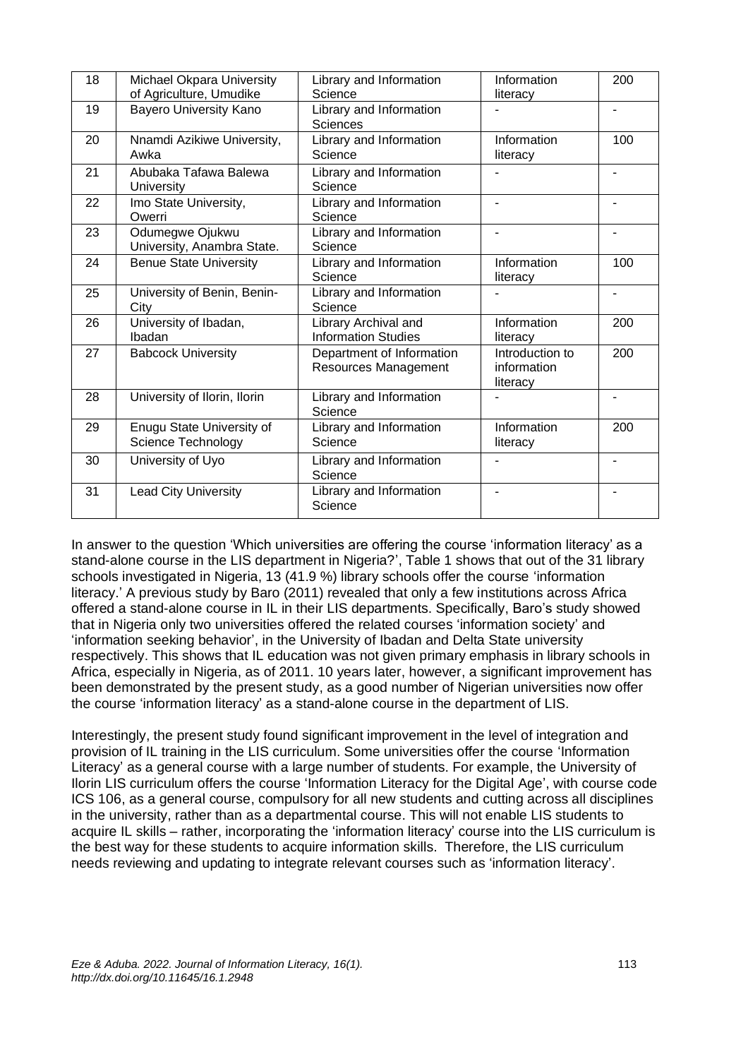| 18 | Michael Okpara University of Agriculture, Umudike | Library and Information Science | Information literacy | 200 |
|---|---|---|---|---|
| 19 | Bayero University Kano | Library and Information Sciences | - | - |
| 20 | Nnamdi Azikiwe University, Awka | Library and Information Science | Information literacy | 100 |
| 21 | Abubaka Tafawa Balewa University | Library and Information Science | - | - |
| 22 | Imo State University, Owerri | Library and Information Science | - | - |
| 23 | Odumegwe Ojukwu University, Anambra State. | Library and Information Science | - | - |
| 24 | Benue State University | Library and Information Science | Information literacy | 100 |
| 25 | University of Benin, Benin-City | Library and Information Science | - | - |
| 26 | University of Ibadan, Ibadan | Library Archival and Information Studies | Information literacy | 200 |
| 27 | Babcock University | Department of Information Resources Management | Introduction to information literacy | 200 |
| 28 | University of Ilorin, Ilorin | Library and Information Science | - | - |
| 29 | Enugu State University of Science Technology | Library and Information Science | Information literacy | 200 |
| 30 | University of Uyo | Library and Information Science | - | - |
| 31 | Lead City University | Library and Information Science | - | - |

In answer to the question 'Which universities are offering the course 'information literacy' as a stand-alone course in the LIS department in Nigeria?', Table 1 shows that out of the 31 library schools investigated in Nigeria, 13 (41.9 %) library schools offer the course 'information literacy.' A previous study by Baro (2011) revealed that only a few institutions across Africa offered a stand-alone course in IL in their LIS departments. Specifically, Baro's study showed that in Nigeria only two universities offered the related courses 'information society' and 'information seeking behavior', in the University of Ibadan and Delta State university respectively. This shows that IL education was not given primary emphasis in library schools in Africa, especially in Nigeria, as of 2011. 10 years later, however, a significant improvement has been demonstrated by the present study, as a good number of Nigerian universities now offer the course 'information literacy' as a stand-alone course in the department of LIS.

Interestingly, the present study found significant improvement in the level of integration and provision of IL training in the LIS curriculum. Some universities offer the course 'Information Literacy' as a general course with a large number of students. For example, the University of Ilorin LIS curriculum offers the course 'Information Literacy for the Digital Age', with course code ICS 106, as a general course, compulsory for all new students and cutting across all disciplines in the university, rather than as a departmental course. This will not enable LIS students to acquire IL skills – rather, incorporating the 'information literacy' course into the LIS curriculum is the best way for these students to acquire information skills. Therefore, the LIS curriculum needs reviewing and updating to integrate relevant courses such as 'information literacy'.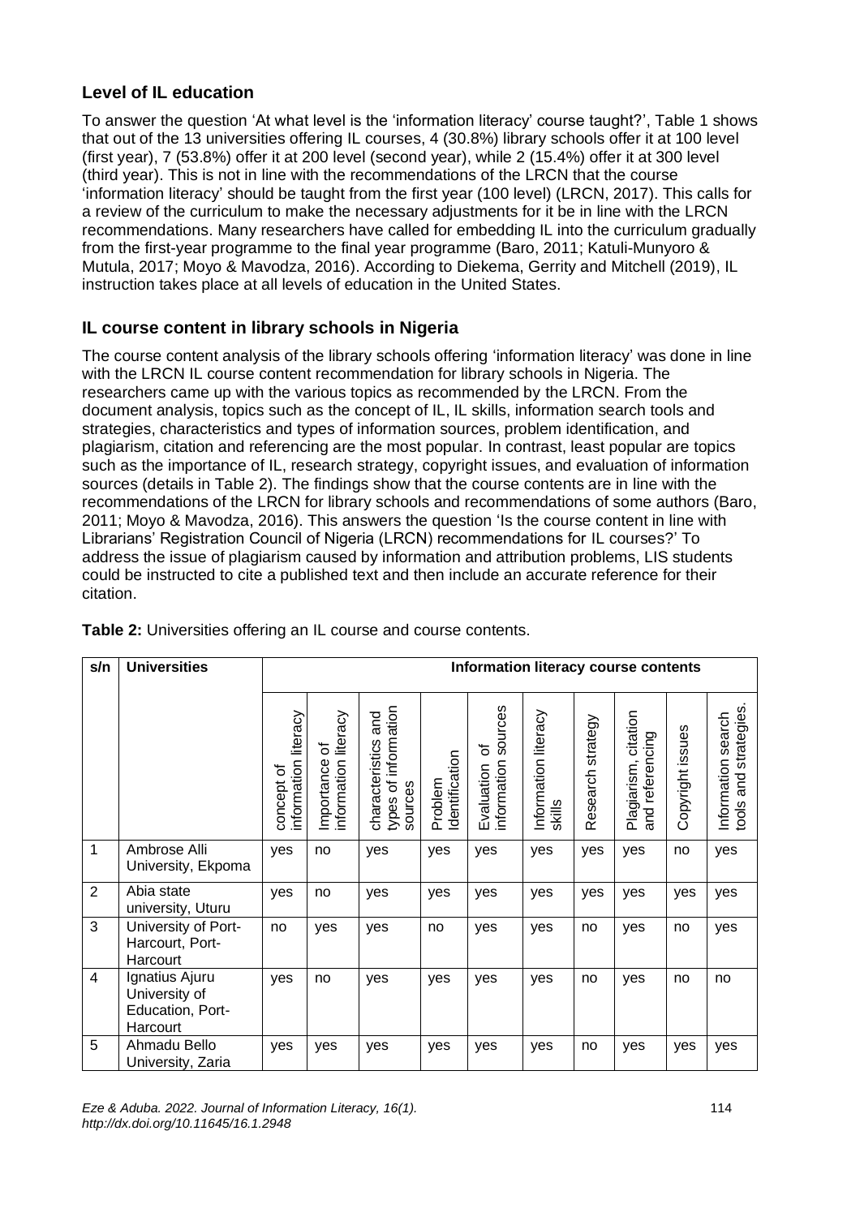## Level of IL education

To answer the question 'At what level is the 'information literacy' course taught?', Table 1 shows that out of the 13 universities offering IL courses, 4 (30.8%) library schools offer it at 100 level (first year), 7 (53.8%) offer it at 200 level (second year), while 2 (15.4%) offer it at 300 level (third year). This is not in line with the recommendations of the LRCN that the course 'information literacy' should be taught from the first year (100 level) (LRCN, 2017). This calls for a review of the curriculum to make the necessary adjustments for it be in line with the LRCN recommendations. Many researchers have called for embedding IL into the curriculum gradually from the first-year programme to the final year programme (Baro, 2011; Katuli-Munyoro & Mutula, 2017; Moyo & Mavodza, 2016). According to Diekema, Gerrity and Mitchell (2019), IL instruction takes place at all levels of education in the United States.

## IL course content in library schools in Nigeria

The course content analysis of the library schools offering 'information literacy' was done in line with the LRCN IL course content recommendation for library schools in Nigeria. The researchers came up with the various topics as recommended by the LRCN. From the document analysis, topics such as the concept of IL, IL skills, information search tools and strategies, characteristics and types of information sources, problem identification, and plagiarism, citation and referencing are the most popular. In contrast, least popular are topics such as the importance of IL, research strategy, copyright issues, and evaluation of information sources (details in Table 2). The findings show that the course contents are in line with the recommendations of the LRCN for library schools and recommendations of some authors (Baro, 2011; Moyo & Mavodza, 2016). This answers the question 'Is the course content in line with Librarians' Registration Council of Nigeria (LRCN) recommendations for IL courses?' To address the issue of plagiarism caused by information and attribution problems, LIS students could be instructed to cite a published text and then include an accurate reference for their citation.

**Table 2:** Universities offering an IL course and course contents.

| s/n | Universities | Information literacy course contents | | | | | | | | | |
|---|---|---|---|---|---|---|---|---|---|---|---|
| | | concept of information literacy | Importance of information literacy | characteristics and types of information sources | Problem Identification | Evaluation of information sources | Information literacy skills | Research strategy | Plagiarism, citation and referencing | Copyright issues | Information search tools and strategies. |
| 1 | Ambrose Alli University, Ekpoma | yes | no | yes | yes | yes | yes | yes | yes | no | yes |
| 2 | Abia state university, Uturu | yes | no | yes | yes | yes | yes | yes | yes | yes | yes |
| 3 | University of Port-Harcourt, Port-Harcourt | no | yes | yes | no | yes | yes | no | yes | no | yes |
| 4 | Ignatius Ajuru University of Education, Port-Harcourt | yes | no | yes | yes | yes | yes | no | yes | no | no |
| 5 | Ahmadu Bello University, Zaria | yes | yes | yes | yes | yes | yes | no | yes | yes | yes |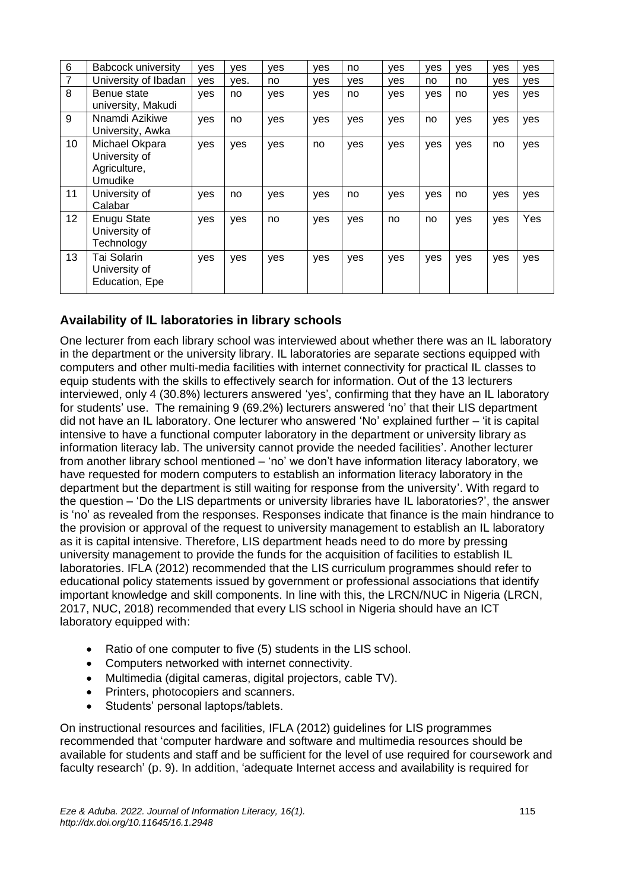| 6 | Babcock university | yes | yes | yes | yes | no | yes | yes | yes | yes | yes |
|---|---|---|---|---|---|---|---|---|---|---|---|
| 7 | University of Ibadan | yes | yes. | no | yes | yes | yes | no | no | yes | yes |
| 8 | Benue state university, Makudi | yes | no | yes | yes | no | yes | yes | no | yes | yes |
| 9 | Nnamdi Azikiwe University, Awka | yes | no | yes | yes | yes | yes | no | yes | yes | yes |
| 10 | Michael Okpara University of Agriculture, Umudike | yes | yes | yes | no | yes | yes | yes | yes | no | yes |
| 11 | University of Calabar | yes | no | yes | yes | no | yes | yes | no | yes | yes |
| 12 | Enugu State University of Technology | yes | yes | no | yes | yes | no | no | yes | yes | Yes |
| 13 | Tai Solarin University of Education, Epe | yes | yes | yes | yes | yes | yes | yes | yes | yes | yes |

### Availability of IL laboratories in library schools

One lecturer from each library school was interviewed about whether there was an IL laboratory in the department or the university library. IL laboratories are separate sections equipped with computers and other multi-media facilities with internet connectivity for practical IL classes to equip students with the skills to effectively search for information. Out of the 13 lecturers interviewed, only 4 (30.8%) lecturers answered 'yes', confirming that they have an IL laboratory for students' use. The remaining 9 (69.2%) lecturers answered 'no' that their LIS department did not have an IL laboratory. One lecturer who answered 'No' explained further – 'it is capital intensive to have a functional computer laboratory in the department or university library as information literacy lab. The university cannot provide the needed facilities'. Another lecturer from another library school mentioned – 'no' we don't have information literacy laboratory, we have requested for modern computers to establish an information literacy laboratory in the department but the department is still waiting for response from the university'. With regard to the question – 'Do the LIS departments or university libraries have IL laboratories?', the answer is 'no' as revealed from the responses. Responses indicate that finance is the main hindrance to the provision or approval of the request to university management to establish an IL laboratory as it is capital intensive. Therefore, LIS department heads need to do more by pressing university management to provide the funds for the acquisition of facilities to establish IL laboratories. IFLA (2012) recommended that the LIS curriculum programmes should refer to educational policy statements issued by government or professional associations that identify important knowledge and skill components. In line with this, the LRCN/NUC in Nigeria (LRCN, 2017, NUC, 2018) recommended that every LIS school in Nigeria should have an ICT laboratory equipped with:

- Ratio of one computer to five (5) students in the LIS school.
- Computers networked with internet connectivity.
- Multimedia (digital cameras, digital projectors, cable TV).
- Printers, photocopiers and scanners.
- Students' personal laptops/tablets.

On instructional resources and facilities, IFLA (2012) guidelines for LIS programmes recommended that 'computer hardware and software and multimedia resources should be available for students and staff and be sufficient for the level of use required for coursework and faculty research' (p. 9). In addition, 'adequate Internet access and availability is required for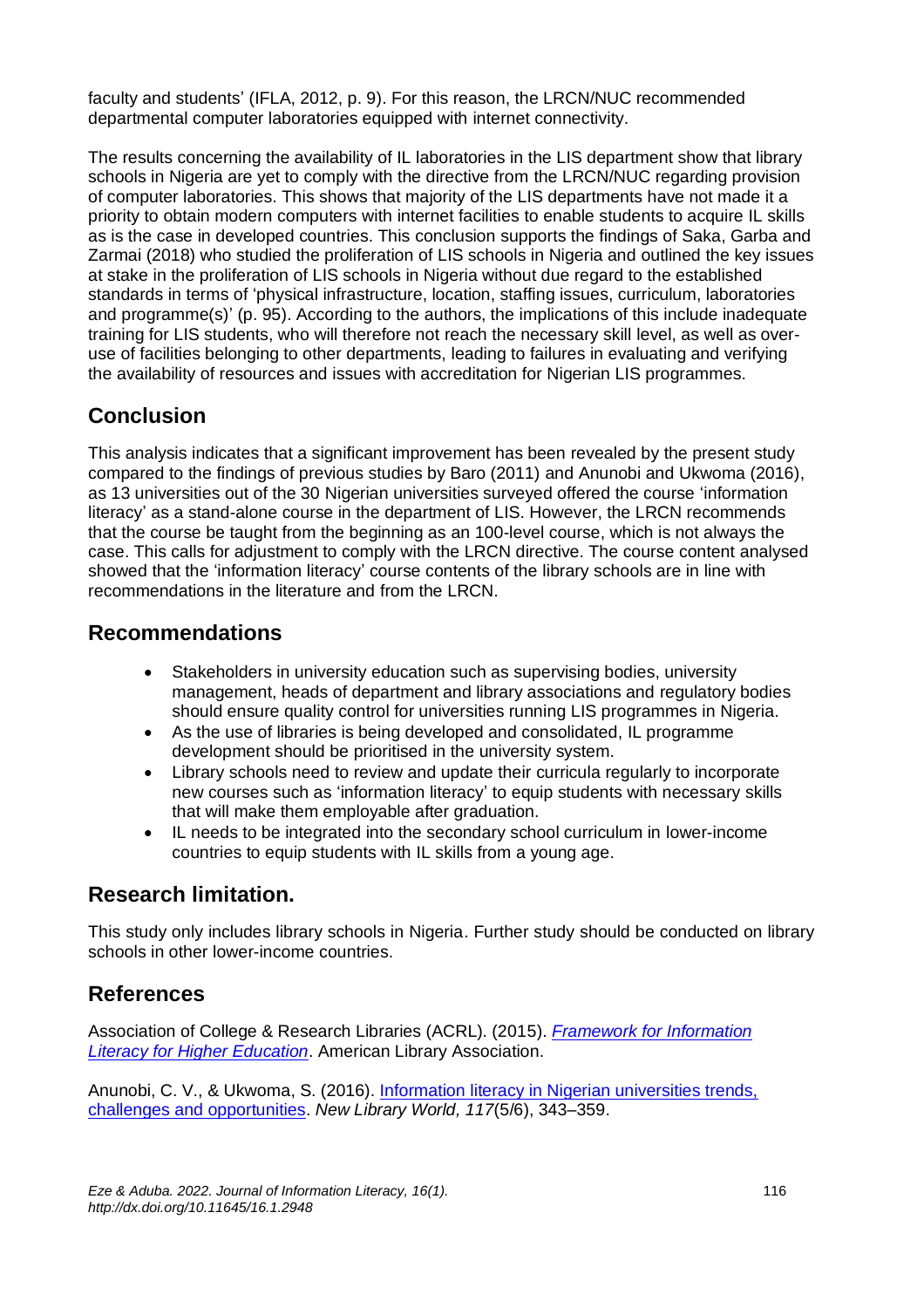faculty and students' (IFLA, 2012, p. 9). For this reason, the LRCN/NUC recommended departmental computer laboratories equipped with internet connectivity.

The results concerning the availability of IL laboratories in the LIS department show that library schools in Nigeria are yet to comply with the directive from the LRCN/NUC regarding provision of computer laboratories. This shows that majority of the LIS departments have not made it a priority to obtain modern computers with internet facilities to enable students to acquire IL skills as is the case in developed countries. This conclusion supports the findings of Saka, Garba and Zarmai (2018) who studied the proliferation of LIS schools in Nigeria and outlined the key issues at stake in the proliferation of LIS schools in Nigeria without due regard to the established standards in terms of 'physical infrastructure, location, staffing issues, curriculum, laboratories and programme(s)' (p. 95). According to the authors, the implications of this include inadequate training for LIS students, who will therefore not reach the necessary skill level, as well as over-use of facilities belonging to other departments, leading to failures in evaluating and verifying the availability of resources and issues with accreditation for Nigerian LIS programmes.

## Conclusion

This analysis indicates that a significant improvement has been revealed by the present study compared to the findings of previous studies by Baro (2011) and Anunobi and Ukwoma (2016), as 13 universities out of the 30 Nigerian universities surveyed offered the course 'information literacy' as a stand-alone course in the department of LIS. However, the LRCN recommends that the course be taught from the beginning as an 100-level course, which is not always the case. This calls for adjustment to comply with the LRCN directive. The course content analysed showed that the 'information literacy' course contents of the library schools are in line with recommendations in the literature and from the LRCN.

## Recommendations

- Stakeholders in university education such as supervising bodies, university management, heads of department and library associations and regulatory bodies should ensure quality control for universities running LIS programmes in Nigeria.
- As the use of libraries is being developed and consolidated, IL programme development should be prioritised in the university system.
- Library schools need to review and update their curricula regularly to incorporate new courses such as 'information literacy' to equip students with necessary skills that will make them employable after graduation.
- IL needs to be integrated into the secondary school curriculum in lower-income countries to equip students with IL skills from a young age.

## Research limitation.

This study only includes library schools in Nigeria. Further study should be conducted on library schools in other lower-income countries.

## References

Association of College & Research Libraries (ACRL). (2015). *Framework for Information Literacy for Higher Education*. American Library Association.

Anunobi, C. V., & Ukwoma, S. (2016). Information literacy in Nigerian universities trends, challenges and opportunities. *New Library World, 117*(5/6), 343–359.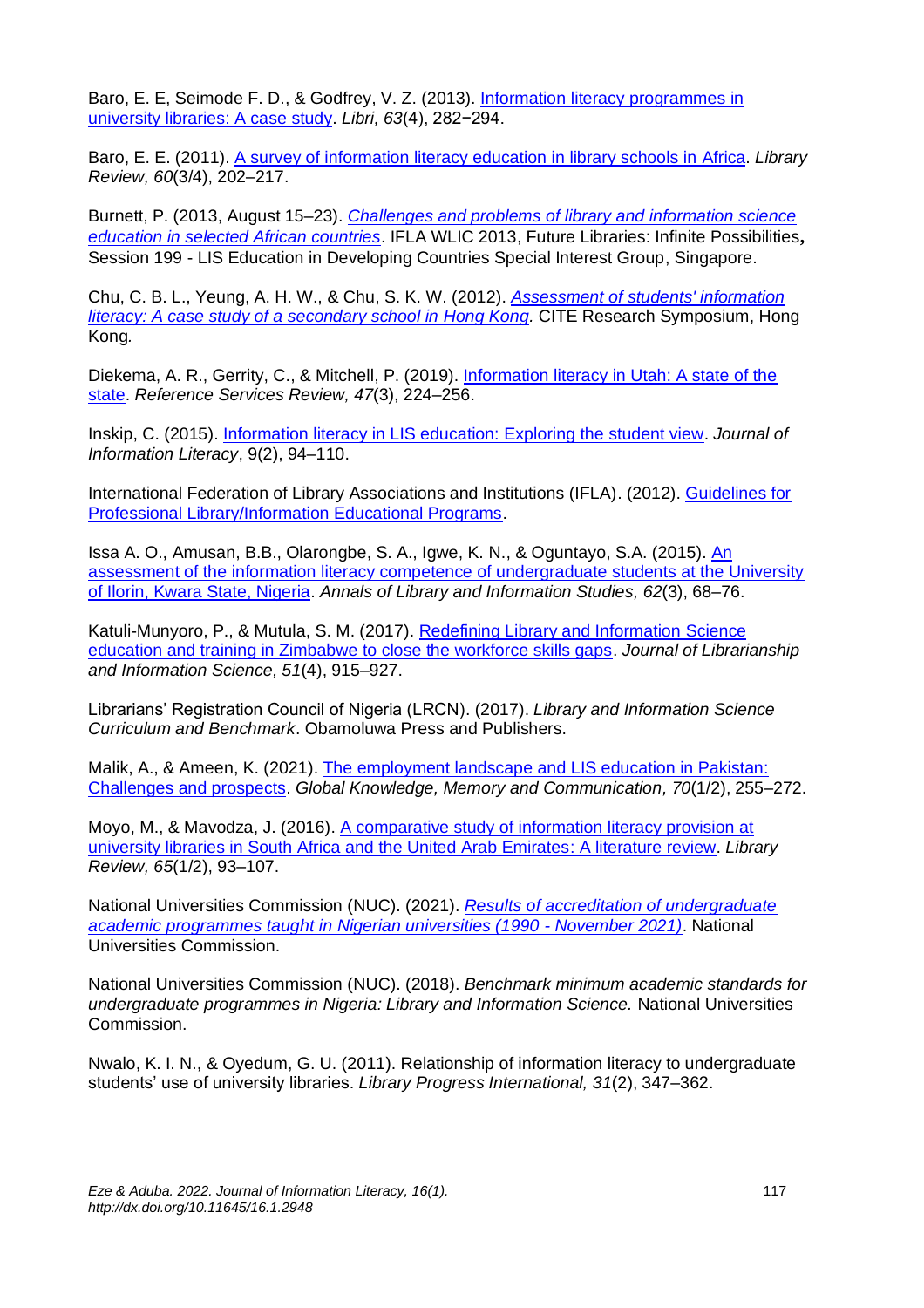Baro, E. E, Seimode F. D., & Godfrey, V. Z. (2013). Information literacy programmes in university libraries: A case study. *Libri, 63*(4), 282−294.

Baro, E. E. (2011). A survey of information literacy education in library schools in Africa. *Library Review, 60*(3/4), 202–217.

Burnett, P. (2013, August 15–23). *Challenges and problems of library and information science education in selected African countries*. IFLA WLIC 2013, Future Libraries: Infinite Possibilities**,** Session 199 - LIS Education in Developing Countries Special Interest Group, Singapore.

Chu, C. B. L., Yeung, A. H. W., & Chu, S. K. W. (2012). *Assessment of students' information literacy: A case study of a secondary school in Hong Kong.* CITE Research Symposium, Hong Kong*.*

Diekema, A. R., Gerrity, C., & Mitchell, P. (2019). Information literacy in Utah: A state of the state. *Reference Services Review, 47*(3), 224–256.

Inskip, C. (2015). Information literacy in LIS education: Exploring the student view. *Journal of Information Literacy*, 9(2), 94–110.

International Federation of Library Associations and Institutions (IFLA). (2012). Guidelines for Professional Library/Information Educational Programs.

Issa A. O., Amusan, B.B., Olarongbe, S. A., Igwe, K. N., & Oguntayo, S.A. (2015). An assessment of the information literacy competence of undergraduate students at the University of Ilorin, Kwara State, Nigeria. *Annals of Library and Information Studies, 62*(3), 68–76.

Katuli-Munyoro, P., & Mutula, S. M. (2017). Redefining Library and Information Science education and training in Zimbabwe to close the workforce skills gaps. *Journal of Librarianship and Information Science, 51*(4), 915–927.

Librarians' Registration Council of Nigeria (LRCN). (2017). *Library and Information Science Curriculum and Benchmark*. Obamoluwa Press and Publishers.

Malik, A., & Ameen, K. (2021). The employment landscape and LIS education in Pakistan: Challenges and prospects. *Global Knowledge, Memory and Communication, 70*(1/2), 255–272.

Moyo, M., & Mavodza, J. (2016). A comparative study of information literacy provision at university libraries in South Africa and the United Arab Emirates: A literature review. *Library Review, 65*(1/2), 93–107.

National Universities Commission (NUC). (2021). *Results of accreditation of undergraduate academic programmes taught in Nigerian universities (1990 - November 2021)*. National Universities Commission.

National Universities Commission (NUC). (2018). *Benchmark minimum academic standards for undergraduate programmes in Nigeria: Library and Information Science.* National Universities Commission.

Nwalo, K. I. N., & Oyedum, G. U. (2011). Relationship of information literacy to undergraduate students' use of university libraries. *Library Progress International, 31*(2), 347–362.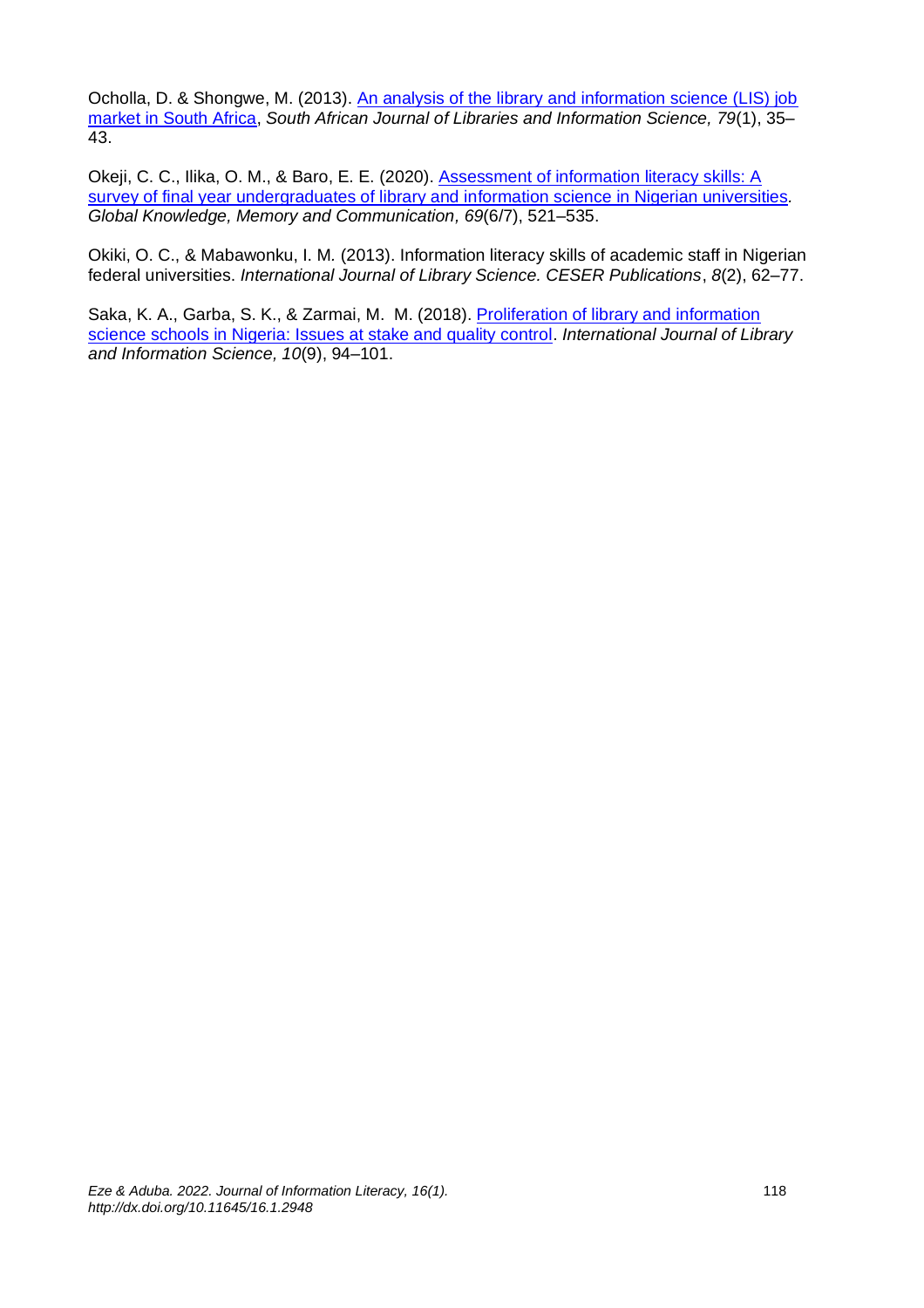Ocholla, D. & Shongwe, M. (2013). An analysis of the library and information science (LIS) job market in South Africa, *South African Journal of Libraries and Information Science, 79*(1), 35–43.

Okeji, C. C., Ilika, O. M., & Baro, E. E. (2020). Assessment of information literacy skills: A survey of final year undergraduates of library and information science in Nigerian universities. *Global Knowledge, Memory and Communication, 69*(6/7), 521–535.

Okiki, O. C., & Mabawonku, I. M. (2013). Information literacy skills of academic staff in Nigerian federal universities. *International Journal of Library Science. CESER Publications*, *8*(2), 62–77.

Saka, K. A., Garba, S. K., & Zarmai, M. M. (2018). Proliferation of library and information science schools in Nigeria: Issues at stake and quality control. *International Journal of Library and Information Science, 10*(9), 94–101.